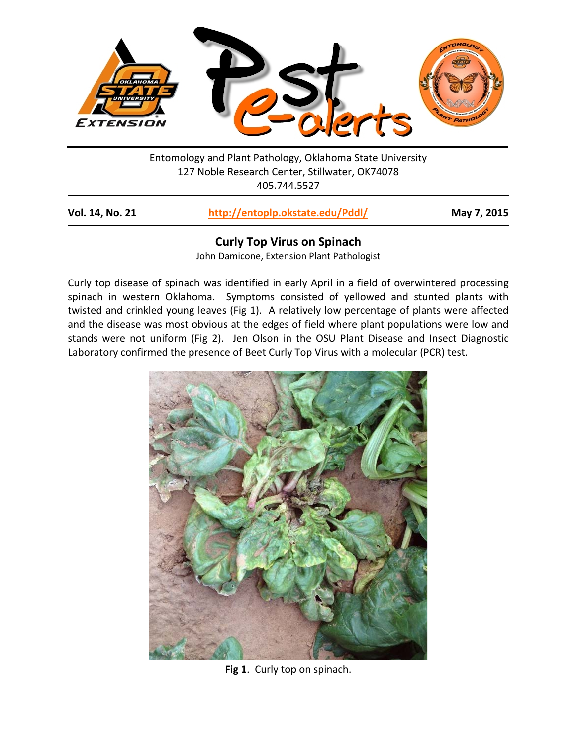Entomology and Plant Pathology, Oklahoma State University
127 Noble Research Center, Stillwater, OK74078
405.744.5527

**Vol. 14, No. 21** | **http://entoplp.okstate.edu/Pddl/** | **May 7, 2015**

## Curly Top Virus on Spinach

John Damicone, Extension Plant Pathologist

Curly top disease of spinach was identified in early April in a field of overwintered processing spinach in western Oklahoma. Symptoms consisted of yellowed and stunted plants with twisted and crinkled young leaves (Fig 1). A relatively low percentage of plants were affected and the disease was most obvious at the edges of field where plant populations were low and stands were not uniform (Fig 2). Jen Olson in the OSU Plant Disease and Insect Diagnostic Laboratory confirmed the presence of Beet Curly Top Virus with a molecular (PCR) test.

**Fig 1**. Curly top on spinach.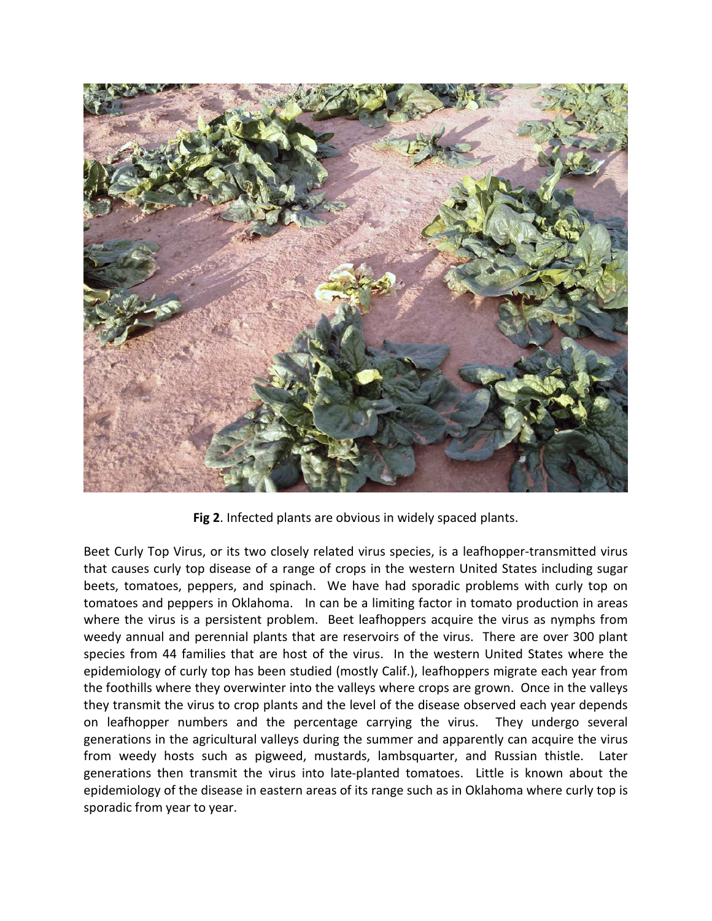**Fig 2**. Infected plants are obvious in widely spaced plants.

Beet Curly Top Virus, or its two closely related virus species, is a leafhopper-transmitted virus that causes curly top disease of a range of crops in the western United States including sugar beets, tomatoes, peppers, and spinach. We have had sporadic problems with curly top on tomatoes and peppers in Oklahoma. In can be a limiting factor in tomato production in areas where the virus is a persistent problem. Beet leafhoppers acquire the virus as nymphs from weedy annual and perennial plants that are reservoirs of the virus. There are over 300 plant species from 44 families that are host of the virus. In the western United States where the epidemiology of curly top has been studied (mostly Calif.), leafhoppers migrate each year from the foothills where they overwinter into the valleys where crops are grown. Once in the valleys they transmit the virus to crop plants and the level of the disease observed each year depends on leafhopper numbers and the percentage carrying the virus. They undergo several generations in the agricultural valleys during the summer and apparently can acquire the virus from weedy hosts such as pigweed, mustards, lambsquarter, and Russian thistle. Later generations then transmit the virus into late-planted tomatoes. Little is known about the epidemiology of the disease in eastern areas of its range such as in Oklahoma where curly top is sporadic from year to year.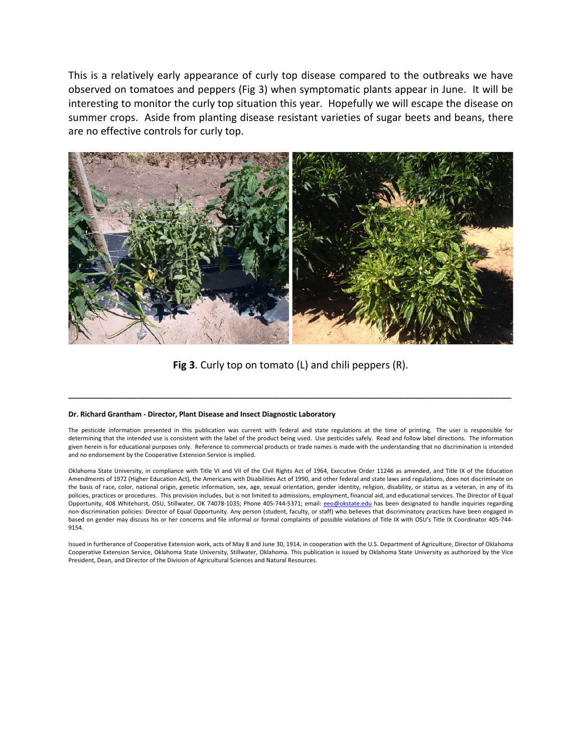This is a relatively early appearance of curly top disease compared to the outbreaks we have observed on tomatoes and peppers (Fig 3) when symptomatic plants appear in June. It will be interesting to monitor the curly top situation this year. Hopefully we will escape the disease on summer crops. Aside from planting disease resistant varieties of sugar beets and beans, there are no effective controls for curly top.

**Fig 3**. Curly top on tomato (L) and chili peppers (R).

---

**Dr. Richard Grantham - Director, Plant Disease and Insect Diagnostic Laboratory**

The pesticide information presented in this publication was current with federal and state regulations at the time of printing. The user is responsible for determining that the intended use is consistent with the label of the product being used. Use pesticides safely. Read and follow label directions. The information given herein is for educational purposes only. Reference to commercial products or trade names is made with the understanding that no discrimination is intended and no endorsement by the Cooperative Extension Service is implied.

Oklahoma State University, in compliance with Title VI and VII of the Civil Rights Act of 1964, Executive Order 11246 as amended, and Title IX of the Education Amendments of 1972 (Higher Education Act), the Americans with Disabilities Act of 1990, and other federal and state laws and regulations, does not discriminate on the basis of race, color, national origin, genetic information, sex, age, sexual orientation, gender identity, religion, disability, or status as a veteran, in any of its policies, practices or procedures. This provision includes, but is not limited to admissions, employment, financial aid, and educational services. The Director of Equal Opportunity, 408 Whitehurst, OSU, Stillwater, OK 74078-1035; Phone 405-744-5371; email: eeo@okstate.edu has been designated to handle inquiries regarding non-discrimination policies: Director of Equal Opportunity. Any person (student, faculty, or staff) who believes that discriminatory practices have been engaged in based on gender may discuss his or her concerns and file informal or formal complaints of possible violations of Title IX with OSU's Title IX Coordinator 405-744-9154.

Issued in furtherance of Cooperative Extension work, acts of May 8 and June 30, 1914, in cooperation with the U.S. Department of Agriculture, Director of Oklahoma Cooperative Extension Service, Oklahoma State University, Stillwater, Oklahoma. This publication is issued by Oklahoma State University as authorized by the Vice President, Dean, and Director of the Division of Agricultural Sciences and Natural Resources.